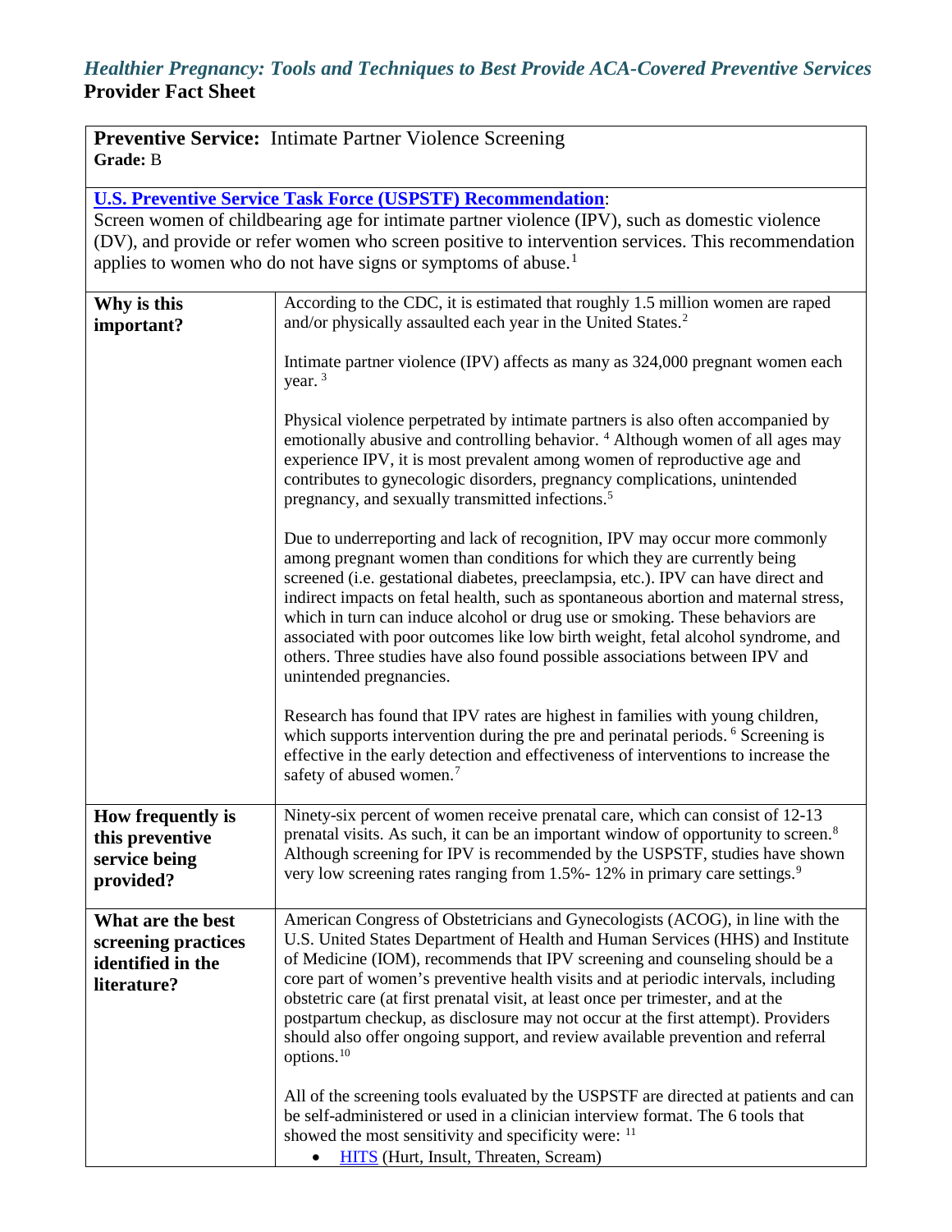*Healthier Pregnancy: Tools and Techniques to Best Provide ACA-Covered Preventive Services*
**Provider Fact Sheet**

**Preventive Service:** Intimate Partner Violence Screening
**Grade:** B

**U.S. Preventive Service Task Force (USPSTF) Recommendation**:
Screen women of childbearing age for intimate partner violence (IPV), such as domestic violence (DV), and provide or refer women who screen positive to intervention services. This recommendation applies to women who do not have signs or symptoms of abuse.[1]

| | |
|---|---|
| **Why is this important?** | According to the CDC, it is estimated that roughly 1.5 million women are raped and/or physically assaulted each year in the United States.[2]<br><br>Intimate partner violence (IPV) affects as many as 324,000 pregnant women each year. [3]<br><br>Physical violence perpetrated by intimate partners is also often accompanied by emotionally abusive and controlling behavior. [4] Although women of all ages may experience IPV, it is most prevalent among women of reproductive age and contributes to gynecologic disorders, pregnancy complications, unintended pregnancy, and sexually transmitted infections.[5]<br><br>Due to underreporting and lack of recognition, IPV may occur more commonly among pregnant women than conditions for which they are currently being screened (i.e. gestational diabetes, preeclampsia, etc.). IPV can have direct and indirect impacts on fetal health, such as spontaneous abortion and maternal stress, which in turn can induce alcohol or drug use or smoking. These behaviors are associated with poor outcomes like low birth weight, fetal alcohol syndrome, and others. Three studies have also found possible associations between IPV and unintended pregnancies.<br><br>Research has found that IPV rates are highest in families with young children, which supports intervention during the pre and perinatal periods. [6] Screening is effective in the early detection and effectiveness of interventions to increase the safety of abused women.[7] |
| **How frequently is this preventive service being provided?** | Ninety-six percent of women receive prenatal care, which can consist of 12-13 prenatal visits. As such, it can be an important window of opportunity to screen.[8] Although screening for IPV is recommended by the USPSTF, studies have shown very low screening rates ranging from 1.5%- 12% in primary care settings.[9] |
| **What are the best screening practices identified in the literature?** | American Congress of Obstetricians and Gynecologists (ACOG), in line with the U.S. United States Department of Health and Human Services (HHS) and Institute of Medicine (IOM), recommends that IPV screening and counseling should be a core part of women's preventive health visits and at periodic intervals, including obstetric care (at first prenatal visit, at least once per trimester, and at the postpartum checkup, as disclosure may not occur at the first attempt). Providers should also offer ongoing support, and review available prevention and referral options.[10]<br><br>All of the screening tools evaluated by the USPSTF are directed at patients and can be self-administered or used in a clinician interview format. The 6 tools that showed the most sensitivity and specificity were: [11]<br>• HITS (Hurt, Insult, Threaten, Scream) |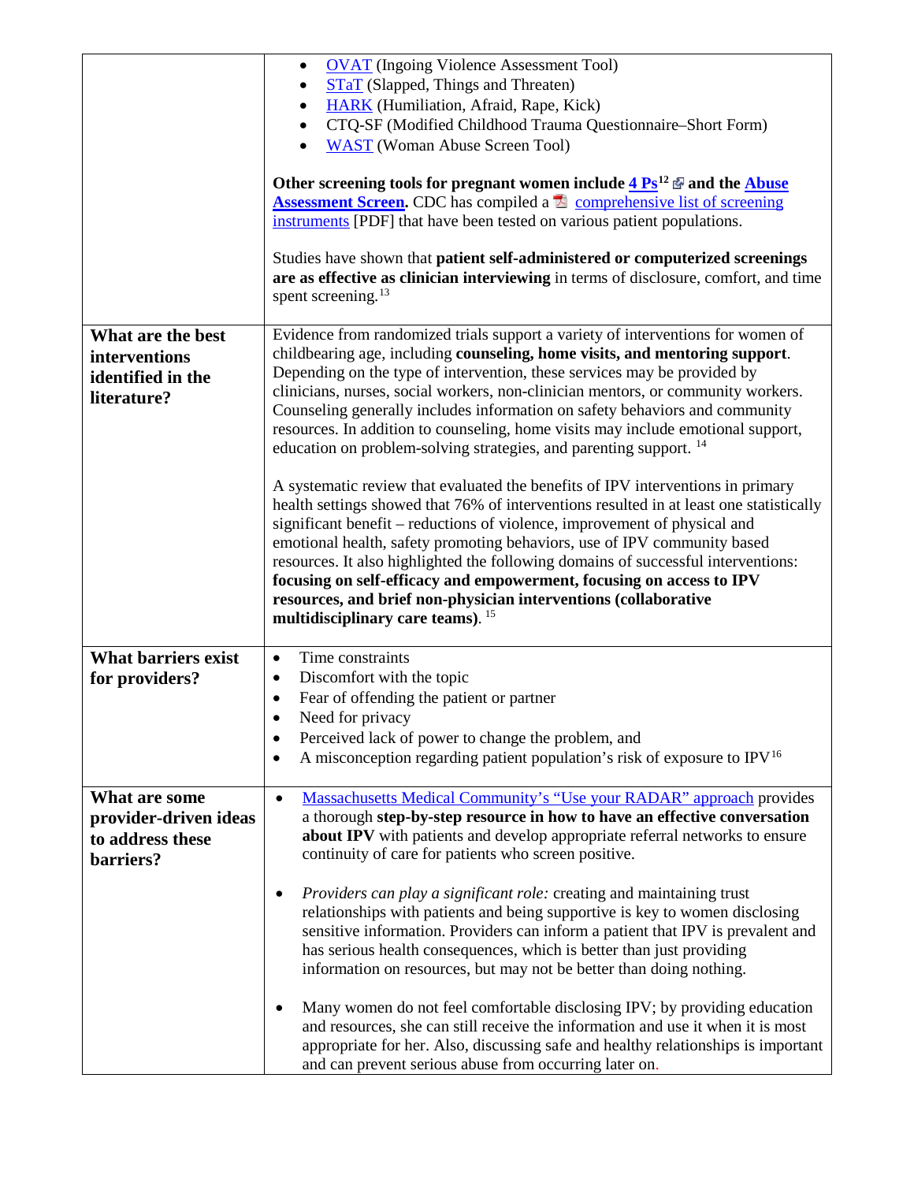| | |
|---|---|
| | • OVAT (Ingoing Violence Assessment Tool)<br>• STaT (Slapped, Things and Threaten)<br>• HARK (Humiliation, Afraid, Rape, Kick)<br>• CTQ-SF (Modified Childhood Trauma Questionnaire–Short Form)<br>• WAST (Woman Abuse Screen Tool)<br><br>**Other screening tools for pregnant women include 4 Ps[12] and the Abuse Assessment Screen.** CDC has compiled a comprehensive list of screening instruments [PDF] that have been tested on various patient populations.<br><br>Studies have shown that **patient self-administered or computerized screenings are as effective as clinician interviewing** in terms of disclosure, comfort, and time spent screening.[13] |
| **What are the best interventions identified in the literature?** | Evidence from randomized trials support a variety of interventions for women of childbearing age, including **counseling, home visits, and mentoring support**. Depending on the type of intervention, these services may be provided by clinicians, nurses, social workers, non-clinician mentors, or community workers. Counseling generally includes information on safety behaviors and community resources. In addition to counseling, home visits may include emotional support, education on problem-solving strategies, and parenting support. [14]<br><br>A systematic review that evaluated the benefits of IPV interventions in primary health settings showed that 76% of interventions resulted in at least one statistically significant benefit – reductions of violence, improvement of physical and emotional health, safety promoting behaviors, use of IPV community based resources. It also highlighted the following domains of successful interventions: **focusing on self-efficacy and empowerment, focusing on access to IPV resources, and brief non-physician interventions (collaborative multidisciplinary care teams)**. [15] |
| **What barriers exist for providers?** | • Time constraints<br>• Discomfort with the topic<br>• Fear of offending the patient or partner<br>• Need for privacy<br>• Perceived lack of power to change the problem, and<br>• A misconception regarding patient population's risk of exposure to IPV[16] |
| **What are some provider-driven ideas to address these barriers?** | • Massachusetts Medical Community's "Use your RADAR" approach provides a thorough **step-by-step resource in how to have an effective conversation about IPV** with patients and develop appropriate referral networks to ensure continuity of care for patients who screen positive.<br><br>• *Providers can play a significant role:* creating and maintaining trust relationships with patients and being supportive is key to women disclosing sensitive information. Providers can inform a patient that IPV is prevalent and has serious health consequences, which is better than just providing information on resources, but may not be better than doing nothing.<br><br>• Many women do not feel comfortable disclosing IPV; by providing education and resources, she can still receive the information and use it when it is most appropriate for her. Also, discussing safe and healthy relationships is important and can prevent serious abuse from occurring later on. |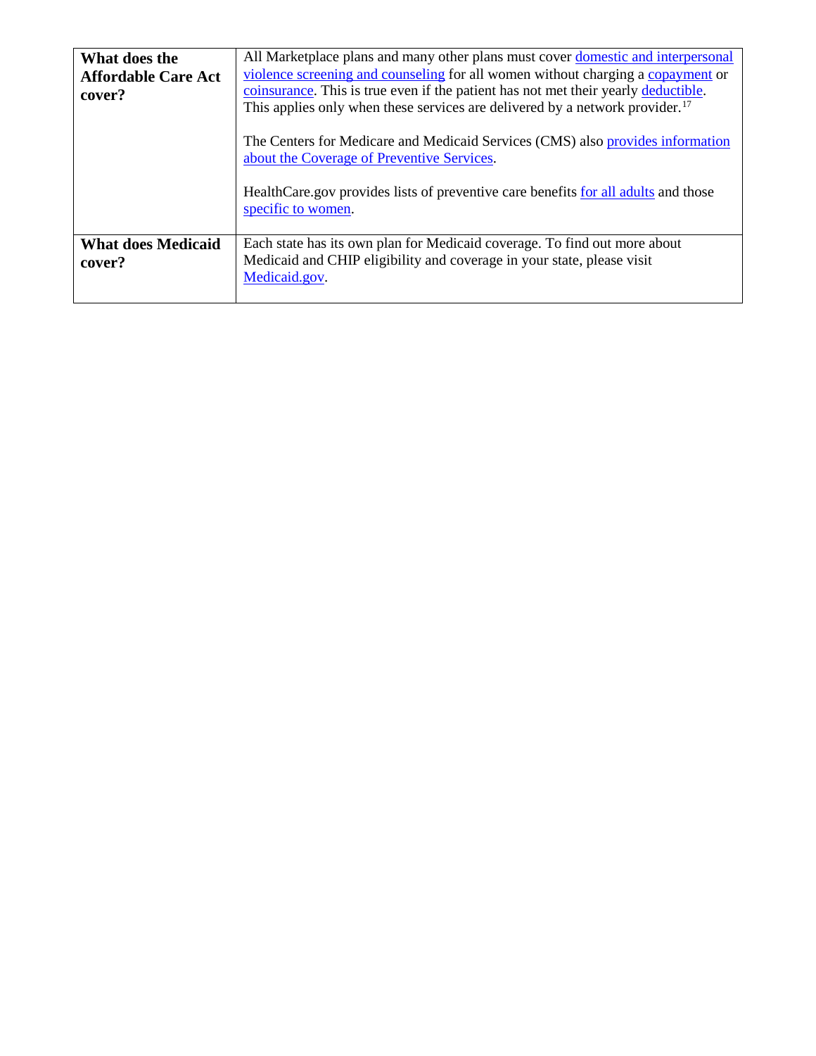| What does the Affordable Care Act cover? | All Marketplace plans and many other plans must cover domestic and interpersonal violence screening and counseling for all women without charging a copayment or coinsurance. This is true even if the patient has not met their yearly deductible. This applies only when these services are delivered by a network provider.[17]<br><br>The Centers for Medicare and Medicaid Services (CMS) also provides information about the Coverage of Preventive Services.<br><br>HealthCare.gov provides lists of preventive care benefits for all adults and those specific to women. |
|---|---|
| **What does Medicaid cover?** | Each state has its own plan for Medicaid coverage. To find out more about Medicaid and CHIP eligibility and coverage in your state, please visit Medicaid.gov. |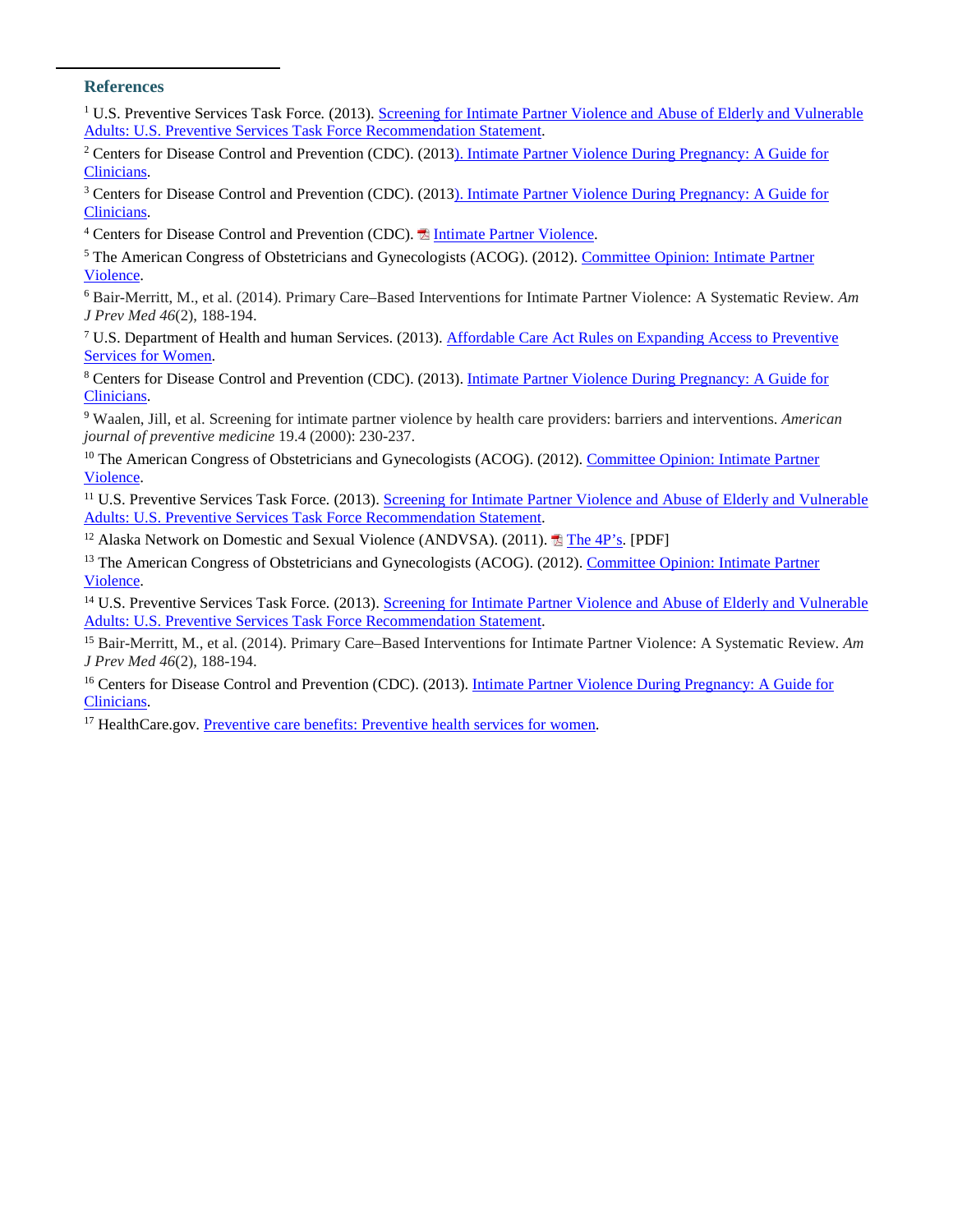## References

[1] U.S. Preventive Services Task Force. (2013). Screening for Intimate Partner Violence and Abuse of Elderly and Vulnerable Adults: U.S. Preventive Services Task Force Recommendation Statement.

[2] Centers for Disease Control and Prevention (CDC). (2013). Intimate Partner Violence During Pregnancy: A Guide for Clinicians.

[3] Centers for Disease Control and Prevention (CDC). (2013). Intimate Partner Violence During Pregnancy: A Guide for Clinicians.

[4] Centers for Disease Control and Prevention (CDC). Intimate Partner Violence.

[5] The American Congress of Obstetricians and Gynecologists (ACOG). (2012). Committee Opinion: Intimate Partner Violence.

[6] Bair-Merritt, M., et al. (2014). Primary Care–Based Interventions for Intimate Partner Violence: A Systematic Review. *Am J Prev Med 46*(2), 188-194.

[7] U.S. Department of Health and human Services. (2013). Affordable Care Act Rules on Expanding Access to Preventive Services for Women.

[8] Centers for Disease Control and Prevention (CDC). (2013). Intimate Partner Violence During Pregnancy: A Guide for Clinicians.

[9] Waalen, Jill, et al. Screening for intimate partner violence by health care providers: barriers and interventions. *American journal of preventive medicine* 19.4 (2000): 230-237.

[10] The American Congress of Obstetricians and Gynecologists (ACOG). (2012). Committee Opinion: Intimate Partner Violence.

[11] U.S. Preventive Services Task Force. (2013). Screening for Intimate Partner Violence and Abuse of Elderly and Vulnerable Adults: U.S. Preventive Services Task Force Recommendation Statement.

[12] Alaska Network on Domestic and Sexual Violence (ANDVSA). (2011). The 4P's. [PDF]

[13] The American Congress of Obstetricians and Gynecologists (ACOG). (2012). Committee Opinion: Intimate Partner Violence.

[14] U.S. Preventive Services Task Force. (2013). Screening for Intimate Partner Violence and Abuse of Elderly and Vulnerable Adults: U.S. Preventive Services Task Force Recommendation Statement.

[15] Bair-Merritt, M., et al. (2014). Primary Care–Based Interventions for Intimate Partner Violence: A Systematic Review. *Am J Prev Med 46*(2), 188-194.

[16] Centers for Disease Control and Prevention (CDC). (2013). Intimate Partner Violence During Pregnancy: A Guide for Clinicians.

[17] HealthCare.gov. Preventive care benefits: Preventive health services for women.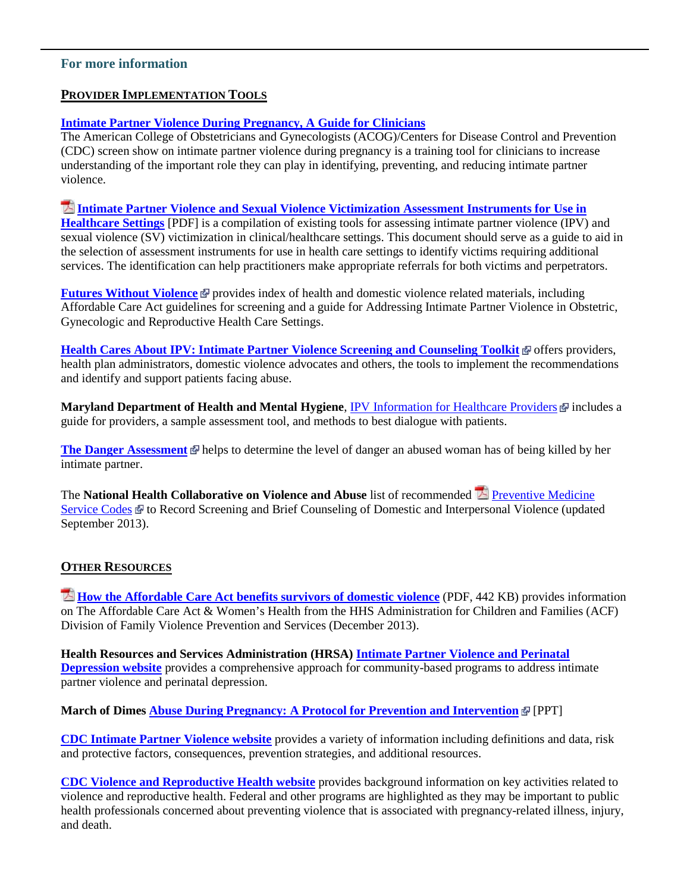## For more information

### Provider Implementation Tools

**Intimate Partner Violence During Pregnancy, A Guide for Clinicians**
The American College of Obstetricians and Gynecologists (ACOG)/Centers for Disease Control and Prevention (CDC) screen show on intimate partner violence during pregnancy is a training tool for clinicians to increase understanding of the important role they can play in identifying, preventing, and reducing intimate partner violence.

**Intimate Partner Violence and Sexual Violence Victimization Assessment Instruments for Use in Healthcare Settings** [PDF] is a compilation of existing tools for assessing intimate partner violence (IPV) and sexual violence (SV) victimization in clinical/healthcare settings. This document should serve as a guide to aid in the selection of assessment instruments for use in health care settings to identify victims requiring additional services. The identification can help practitioners make appropriate referrals for both victims and perpetrators.

**Futures Without Violence** provides index of health and domestic violence related materials, including Affordable Care Act guidelines for screening and a guide for Addressing Intimate Partner Violence in Obstetric, Gynecologic and Reproductive Health Care Settings.

**Health Cares About IPV: Intimate Partner Violence Screening and Counseling Toolkit** offers providers, health plan administrators, domestic violence advocates and others, the tools to implement the recommendations and identify and support patients facing abuse.

**Maryland Department of Health and Mental Hygiene**, IPV Information for Healthcare Providers includes a guide for providers, a sample assessment tool, and methods to best dialogue with patients.

**The Danger Assessment** helps to determine the level of danger an abused woman has of being killed by her intimate partner.

The **National Health Collaborative on Violence and Abuse** list of recommended Preventive Medicine Service Codes to Record Screening and Brief Counseling of Domestic and Interpersonal Violence (updated September 2013).

### Other Resources

**How the Affordable Care Act benefits survivors of domestic violence** (PDF, 442 KB) provides information on The Affordable Care Act & Women's Health from the HHS Administration for Children and Families (ACF) Division of Family Violence Prevention and Services (December 2013).

**Health Resources and Services Administration (HRSA) Intimate Partner Violence and Perinatal Depression website** provides a comprehensive approach for community-based programs to address intimate partner violence and perinatal depression.

**March of Dimes Abuse During Pregnancy: A Protocol for Prevention and Intervention** [PPT]

**CDC Intimate Partner Violence website** provides a variety of information including definitions and data, risk and protective factors, consequences, prevention strategies, and additional resources.

**CDC Violence and Reproductive Health website** provides background information on key activities related to violence and reproductive health. Federal and other programs are highlighted as they may be important to public health professionals concerned about preventing violence that is associated with pregnancy-related illness, injury, and death.